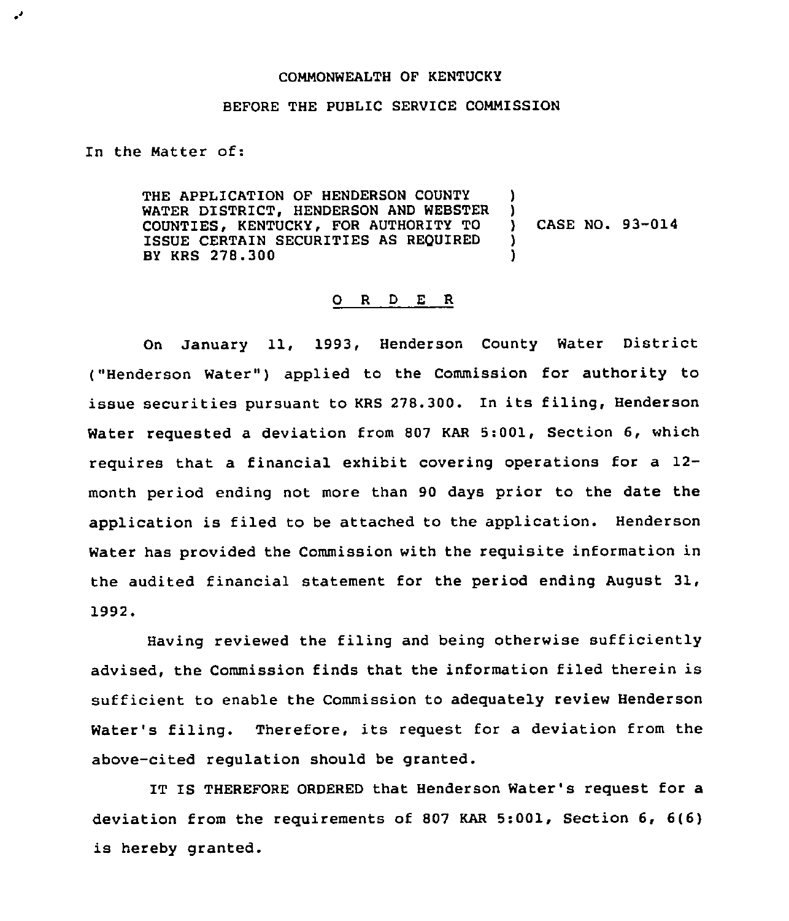COMMONWEALTH OF KENTUCKY

BEFORE THE PUBLIC SERVICE COMMISSION

In the Matter of:

| | | |
|---|---|---|
| THE APPLICATION OF HENDERSON COUNTY WATER DISTRICT, HENDERSON AND WEBSTER COUNTIES, KENTUCKY, FOR AUTHORITY TO ISSUE CERTAIN SECURITIES AS REQUIRED BY KRS 278.300 | ) ) ) ) ) | CASE NO. 93-014 |

## O R D E R

On January 11, 1993, Henderson County Water District ("Henderson Water") applied to the Commission for authority to issue securities pursuant to KRS 278.300. In its filing, Henderson Water requested a deviation from 807 KAR 5:001, Section 6, which requires that a financial exhibit covering operations for a 12-month period ending not more than 90 days prior to the date the application is filed to be attached to the application. Henderson Water has provided the Commission with the requisite information in the audited financial statement for the period ending August 31, 1992.

Having reviewed the filing and being otherwise sufficiently advised, the Commission finds that the information filed therein is sufficient to enable the Commission to adequately review Henderson Water's filing. Therefore, its request for a deviation from the above-cited regulation should be granted.

IT IS THEREFORE ORDERED that Henderson Water's request for a deviation from the requirements of 807 KAR 5:001, Section 6, 6(6) is hereby granted.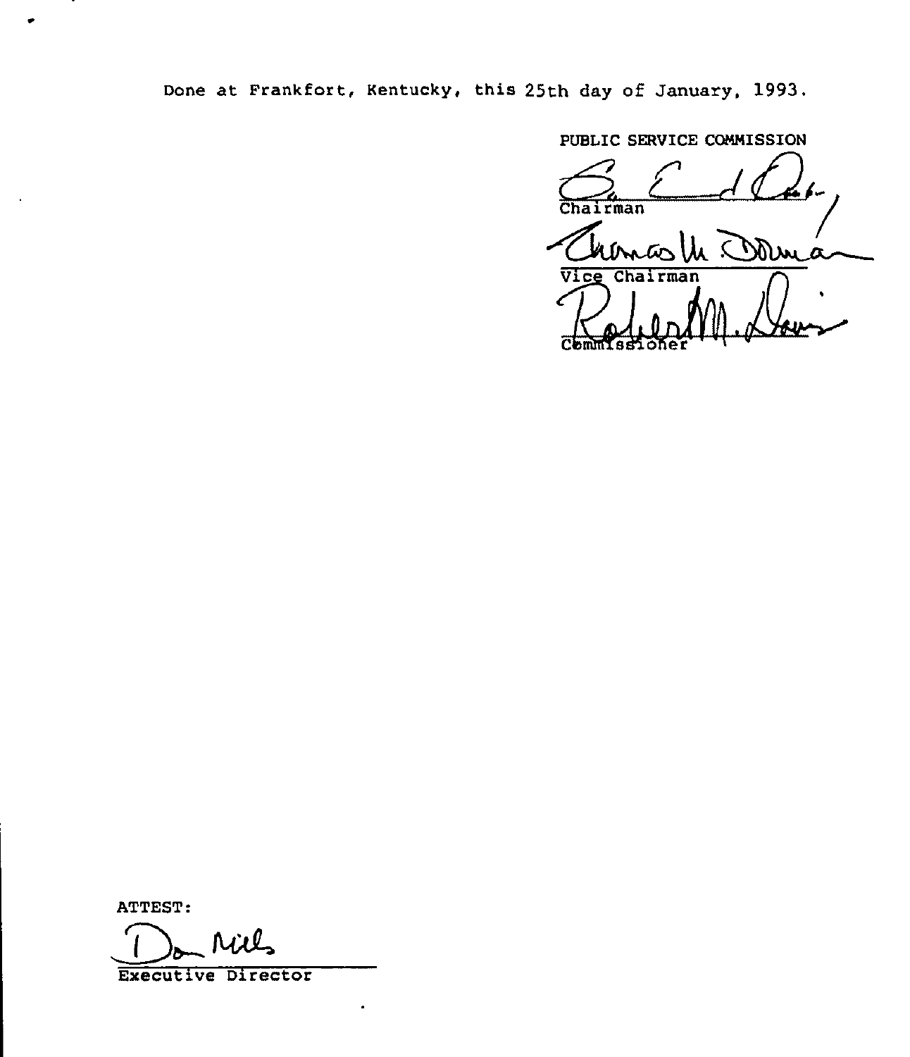Done at Frankfort, Kentucky, this 25th day of January, 1993.

PUBLIC SERVICE COMMISSION

Chairman

Vice Chairman

Commissioner

ATTEST:

Executive Director